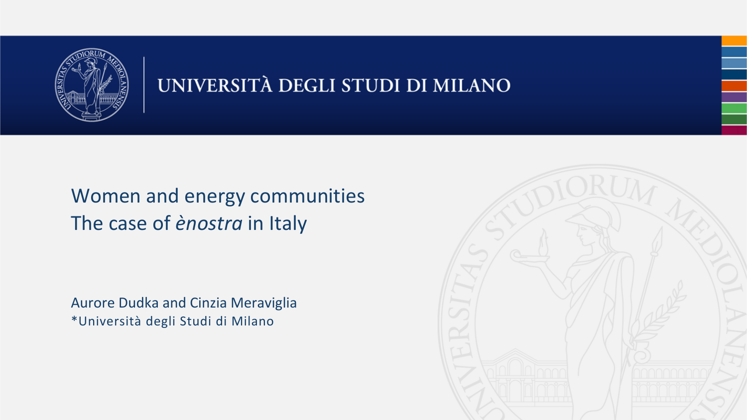UNIVERSITÀ DEGLI STUDI DI MILANO

# Women and energy communities
# The case of *ènostra* in Italy

Aurore Dudka and Cinzia Meraviglia

*Università degli Studi di Milano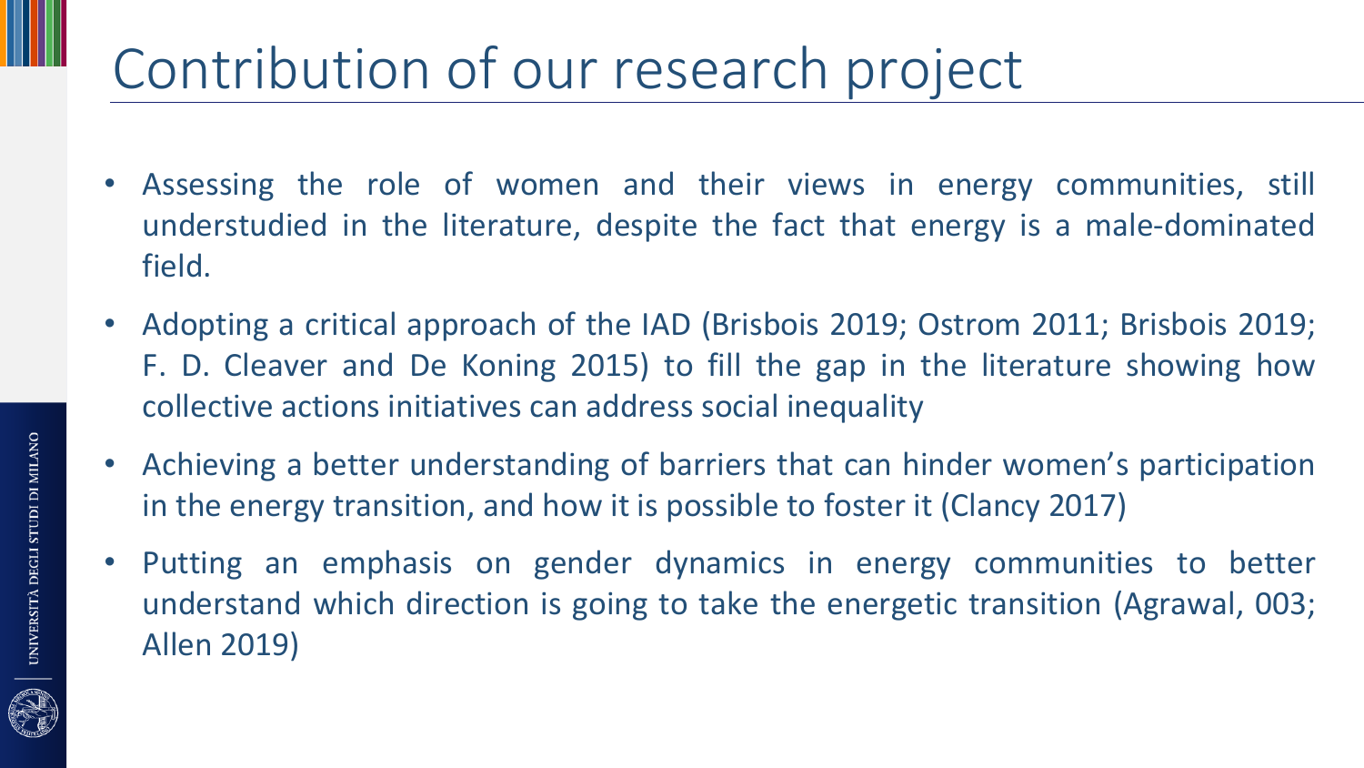# Contribution of our research project

- Assessing the role of women and their views in energy communities, still understudied in the literature, despite the fact that energy is a male-dominated field.
- Adopting a critical approach of the IAD (Brisbois 2019; Ostrom 2011; Brisbois 2019; F. D. Cleaver and De Koning 2015) to fill the gap in the literature showing how collective actions initiatives can address social inequality
- Achieving a better understanding of barriers that can hinder women's participation in the energy transition, and how it is possible to foster it (Clancy 2017)
- Putting an emphasis on gender dynamics in energy communities to better understand which direction is going to take the energetic transition (Agrawal, 003; Allen 2019)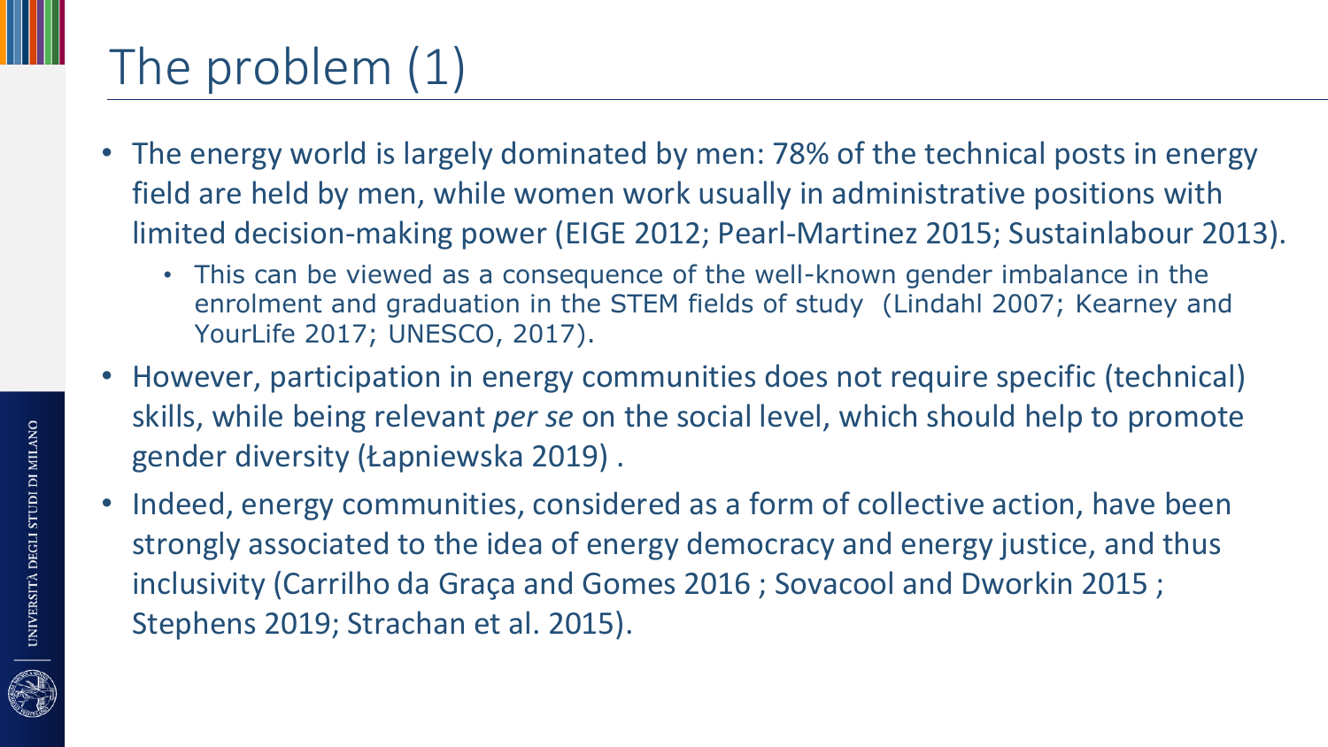# The problem (1)

- The energy world is largely dominated by men: 78% of the technical posts in energy field are held by men, while women work usually in administrative positions with limited decision-making power (EIGE 2012; Pearl-Martinez 2015; Sustainlabour 2013).
  - This can be viewed as a consequence of the well-known gender imbalance in the enrolment and graduation in the STEM fields of study (Lindahl 2007; Kearney and YourLife 2017; UNESCO, 2017).
- However, participation in energy communities does not require specific (technical) skills, while being relevant *per se* on the social level, which should help to promote gender diversity (Łapniewska 2019) .
- Indeed, energy communities, considered as a form of collective action, have been strongly associated to the idea of energy democracy and energy justice, and thus inclusivity (Carrilho da Graça and Gomes 2016 ; Sovacool and Dworkin 2015 ; Stephens 2019; Strachan et al. 2015).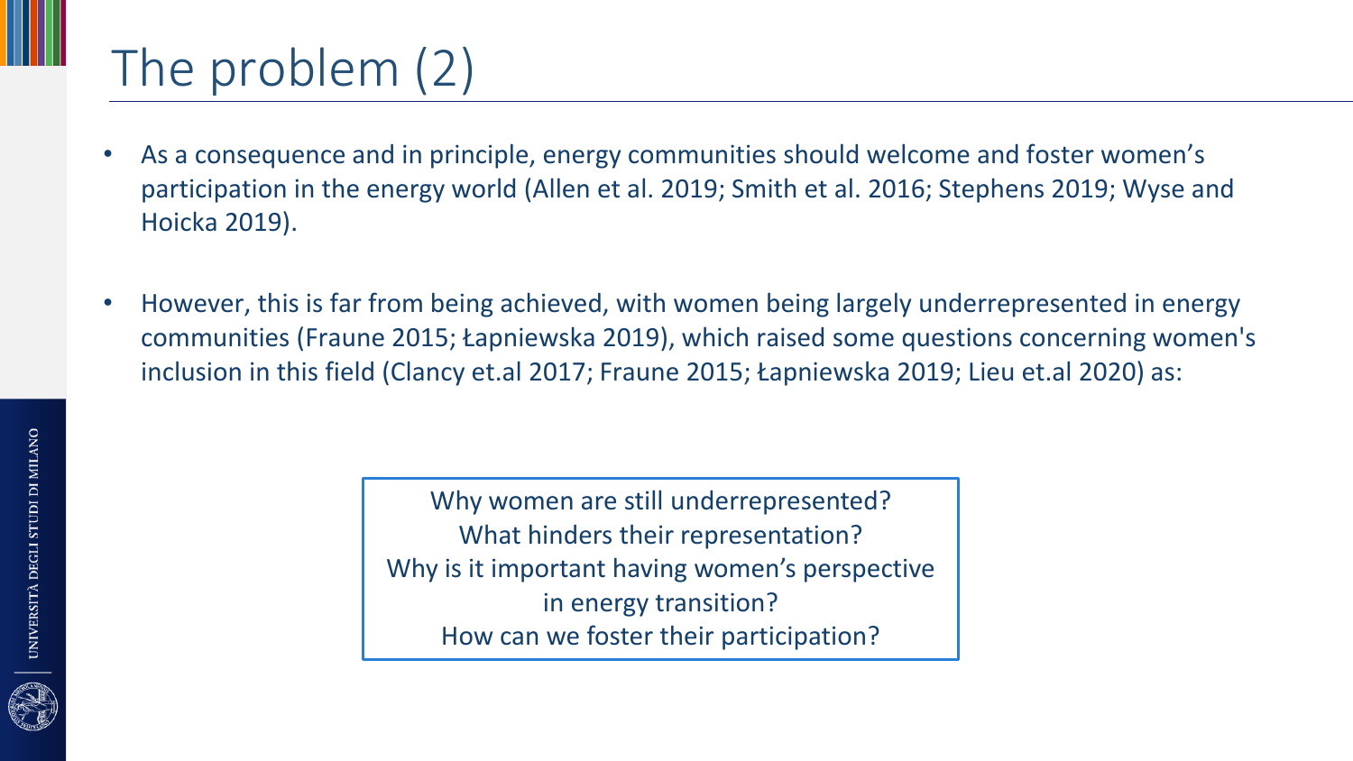# The problem (2)

- As a consequence and in principle, energy communities should welcome and foster women's participation in the energy world (Allen et al. 2019; Smith et al. 2016; Stephens 2019; Wyse and Hoicka 2019).

- However, this is far from being achieved, with women being largely underrepresented in energy communities (Fraune 2015; Łapniewska 2019), which raised some questions concerning women's inclusion in this field (Clancy et.al 2017; Fraune 2015; Łapniewska 2019; Lieu et.al 2020) as:

> Why women are still underrepresented?
> What hinders their representation?
> Why is it important having women's perspective in energy transition?
> How can we foster their participation?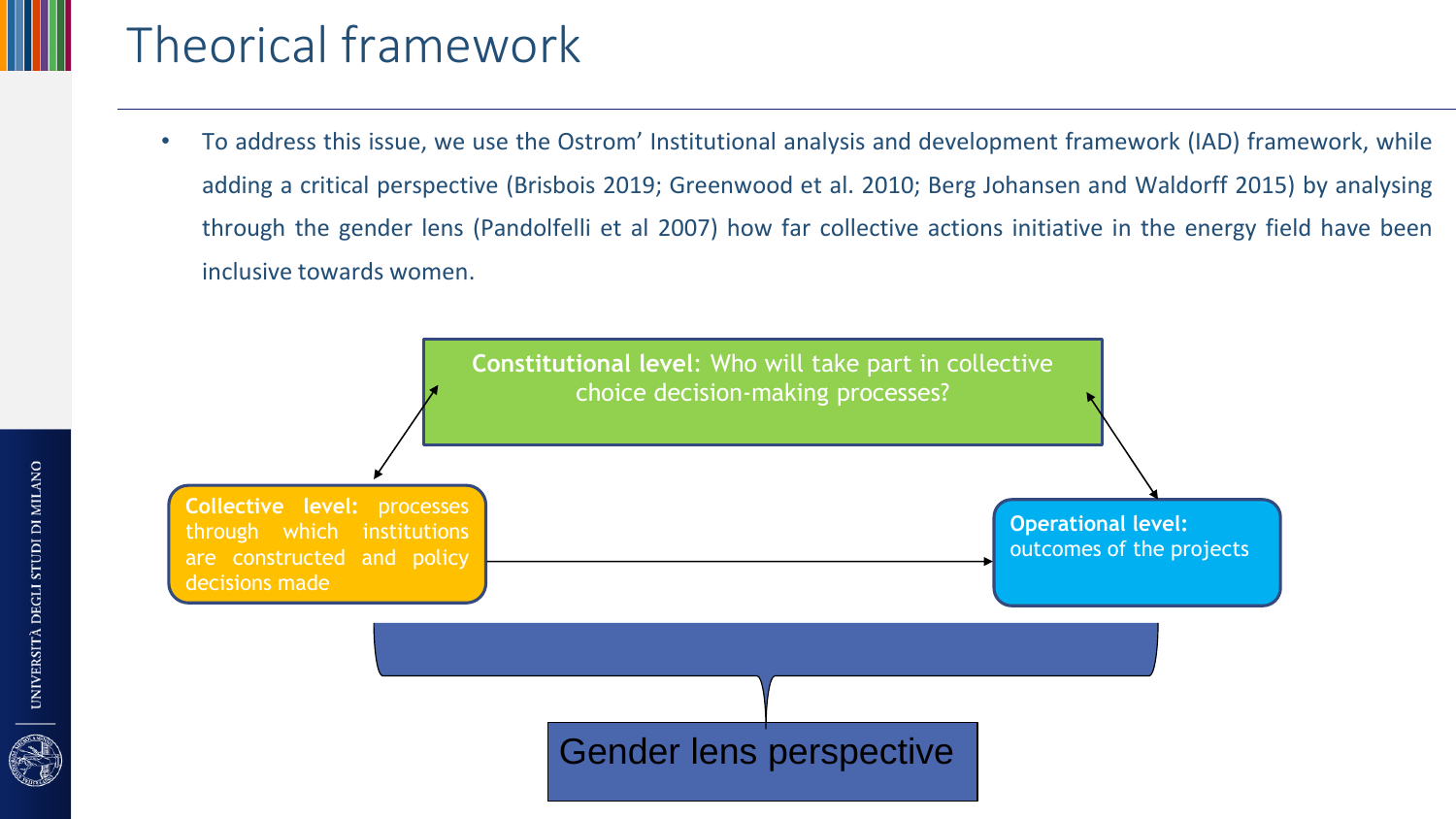# Theorical framework

- To address this issue, we use the Ostrom' Institutional analysis and development framework (IAD) framework, while adding a critical perspective (Brisbois 2019; Greenwood et al. 2010; Berg Johansen and Waldorff 2015) by analysing through the gender lens (Pandolfelli et al 2007) how far collective actions initiative in the energy field have been inclusive towards women.

**Constitutional level**: Who will take part in collective choice decision-making processes?

**Collective level:** processes through which institutions are constructed and policy decisions made

**Operational level:** outcomes of the projects

Gender lens perspective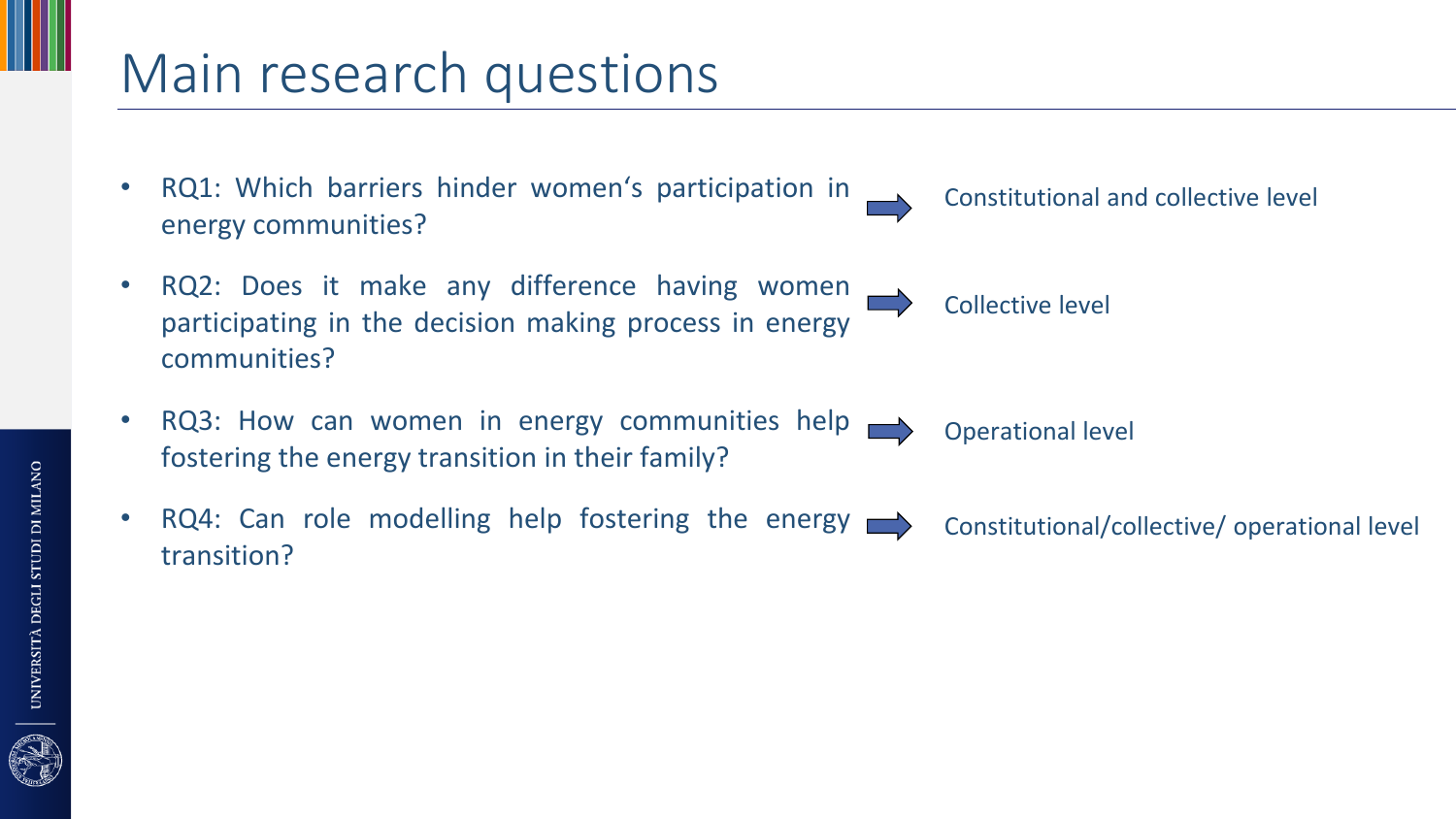# Main research questions

- RQ1: Which barriers hinder women's participation in energy communities? → Constitutional and collective level
- RQ2: Does it make any difference having women participating in the decision making process in energy communities? → Collective level
- RQ3: How can women in energy communities help fostering the energy transition in their family? → Operational level
- RQ4: Can role modelling help fostering the energy transition? → Constitutional/collective/ operational level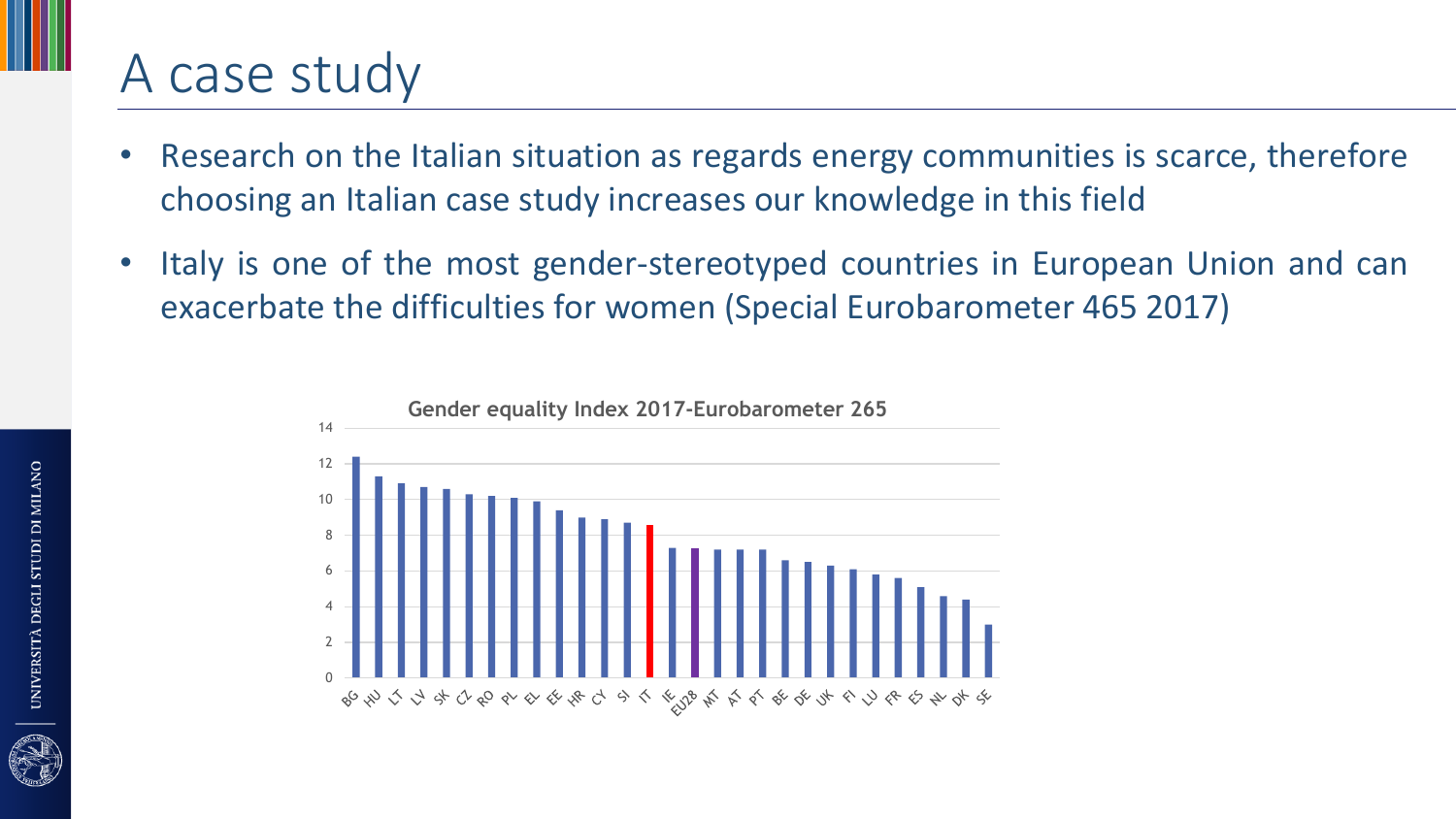# A case study

- Research on the Italian situation as regards energy communities is scarce, therefore choosing an Italian case study increases our knowledge in this field
- Italy is one of the most gender-stereotyped countries in European Union and can exacerbate the difficulties for women (Special Eurobarometer 465 2017)

**Gender equality Index 2017-Eurobarometer 265**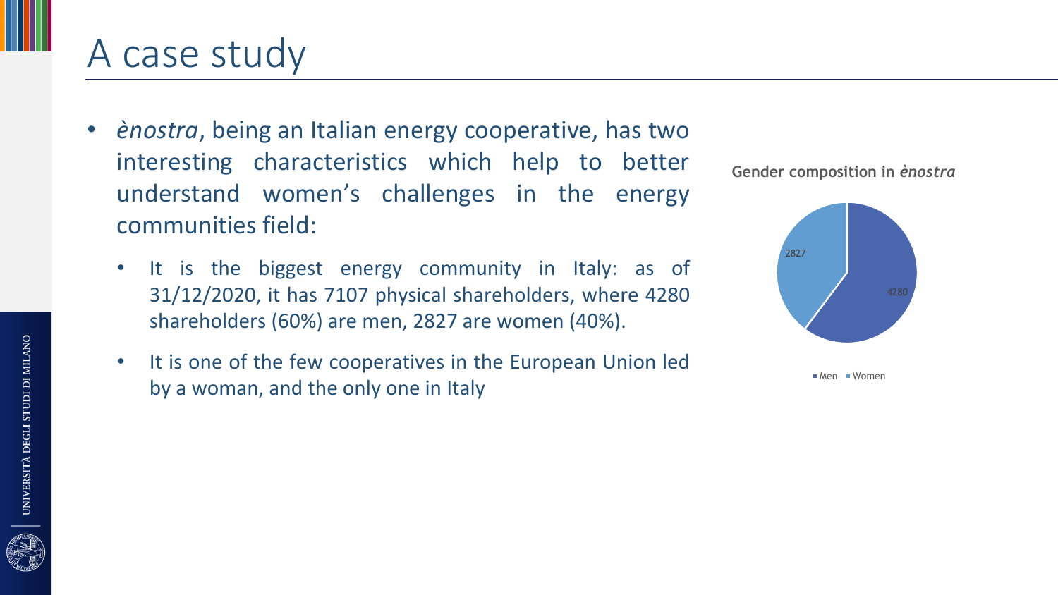# A case study

- *ènostra*, being an Italian energy cooperative, has two interesting characteristics which help to better understand women's challenges in the energy communities field:
  - It is the biggest energy community in Italy: as of 31/12/2020, it has 7107 physical shareholders, where 4280 shareholders (60%) are men, 2827 are women (40%).
  - It is one of the few cooperatives in the European Union led by a woman, and the only one in Italy

**Gender composition in *ènostra***

| Gender | Shareholders |
| --- | --- |
| Men | 4280 |
| Women | 2827 |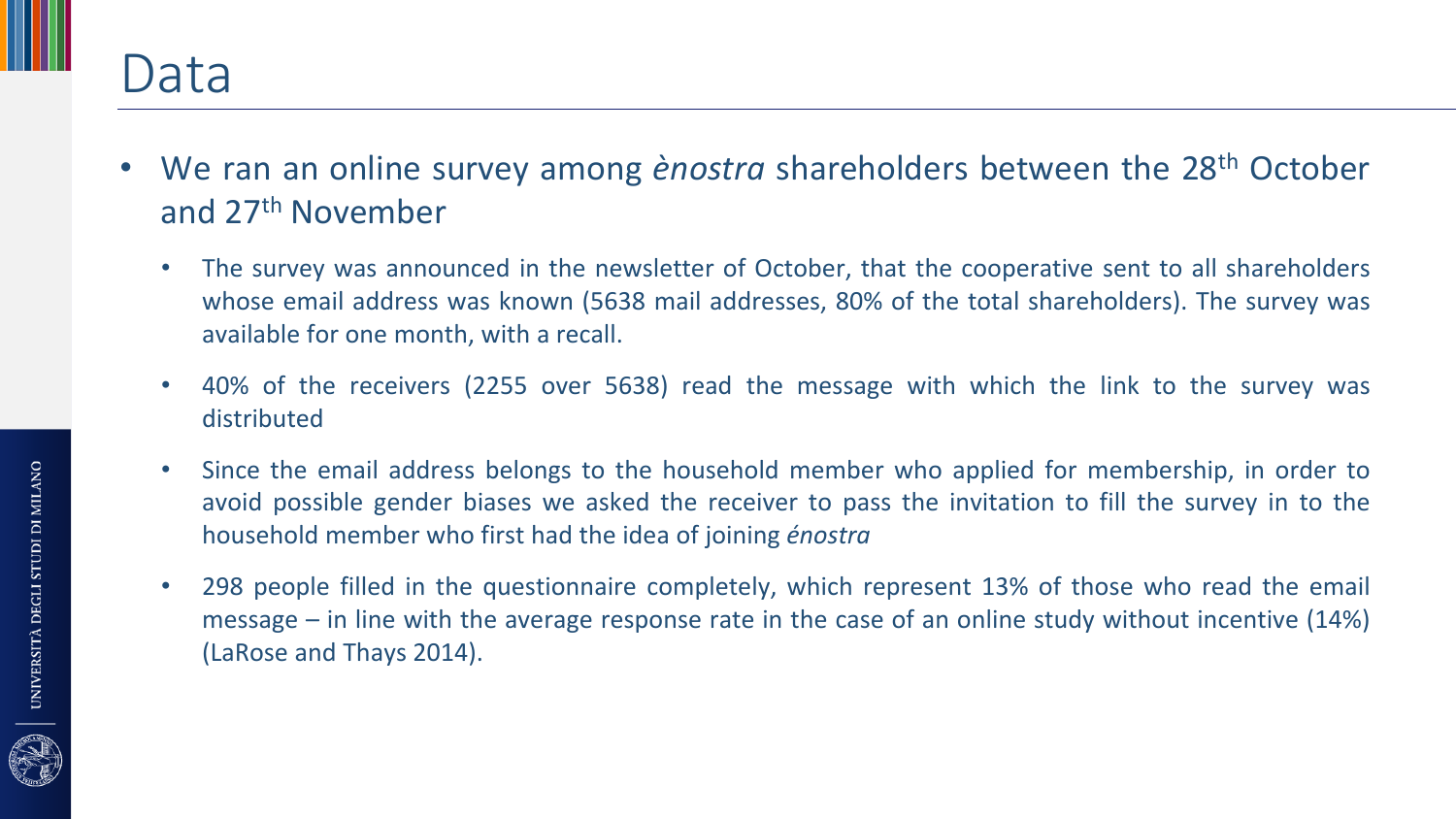# Data

- We ran an online survey among *ènostra* shareholders between the 28th October and 27th November
  - The survey was announced in the newsletter of October, that the cooperative sent to all shareholders whose email address was known (5638 mail addresses, 80% of the total shareholders). The survey was available for one month, with a recall.
  - 40% of the receivers (2255 over 5638) read the message with which the link to the survey was distributed
  - Since the email address belongs to the household member who applied for membership, in order to avoid possible gender biases we asked the receiver to pass the invitation to fill the survey in to the household member who first had the idea of joining *énostra*
  - 298 people filled in the questionnaire completely, which represent 13% of those who read the email message – in line with the average response rate in the case of an online study without incentive (14%) (LaRose and Thays 2014).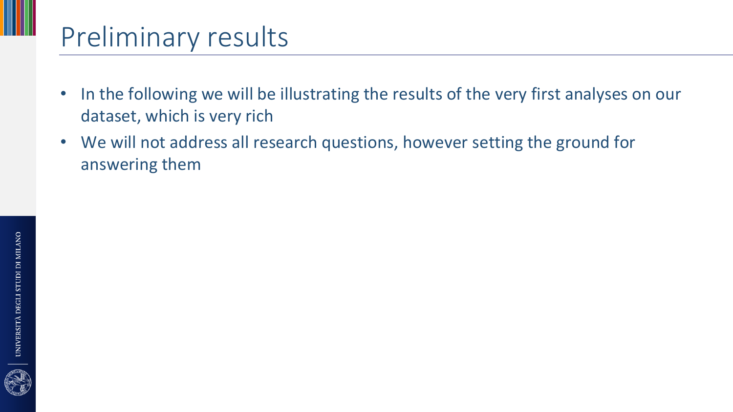# Preliminary results

- In the following we will be illustrating the results of the very first analyses on our dataset, which is very rich
- We will not address all research questions, however setting the ground for answering them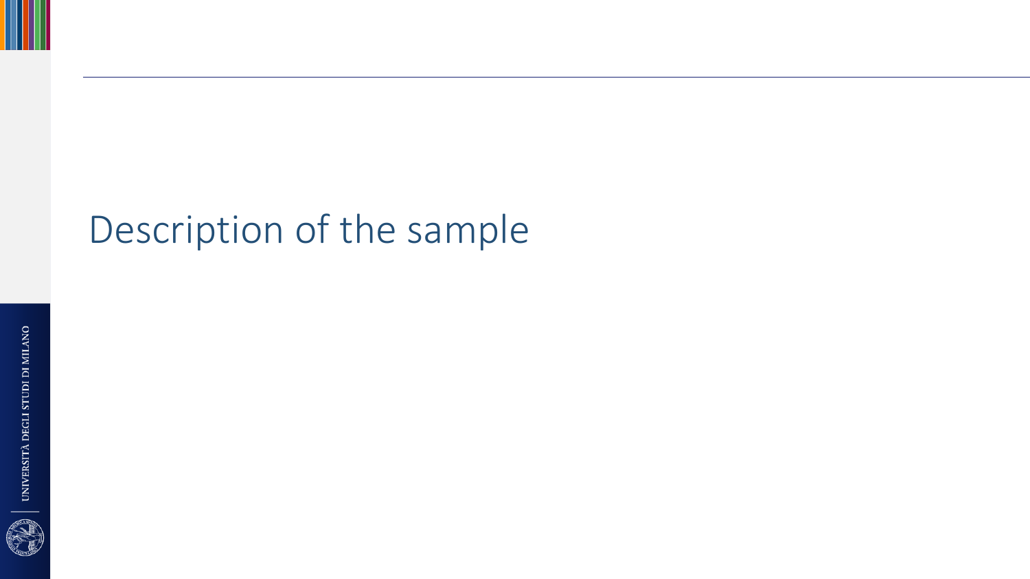# Description of the sample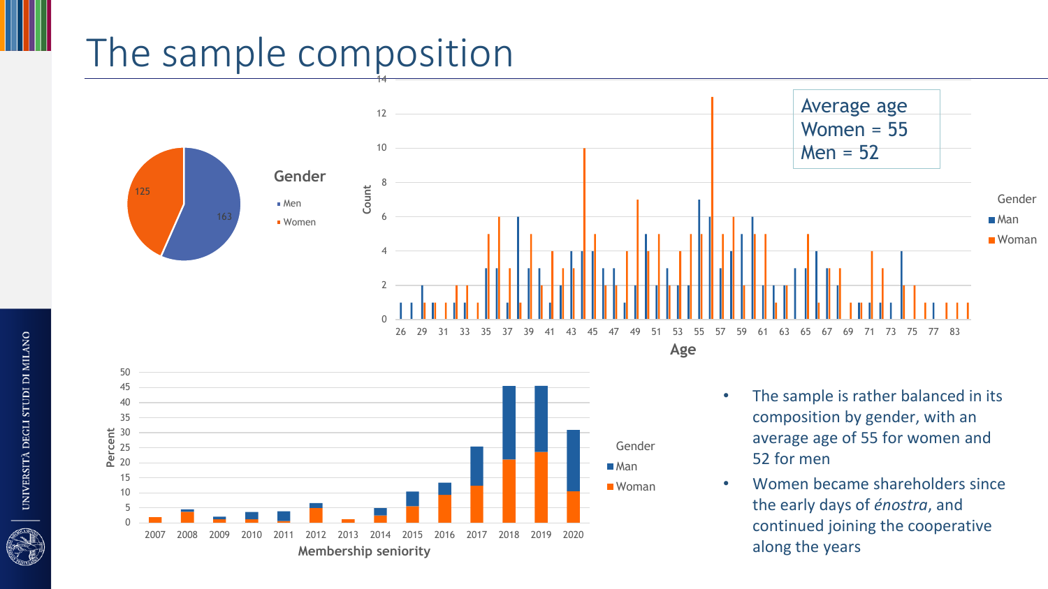# The sample composition

Gender
- Men: 163
- Women: 125

Average age
Women = 55
Men = 52

- The sample is rather balanced in its composition by gender, with an average age of 55 for women and 52 for men
- Women became shareholders since the early days of *énostra*, and continued joining the cooperative along the years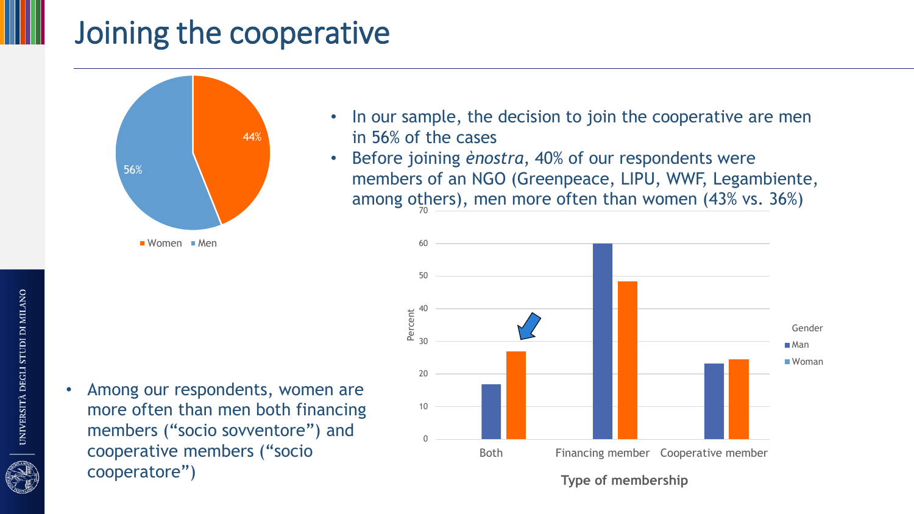# Joining the cooperative

- In our sample, the decision to join the cooperative are men in 56% of the cases
- Before joining *ènostra*, 40% of our respondents were members of an NGO (Greenpeace, LIPU, WWF, Legambiente, among others), men more often than women (43% vs. 36%)

- Among our respondents, women are more often than men both financing members ("socio sovventore") and cooperative members ("socio cooperatore")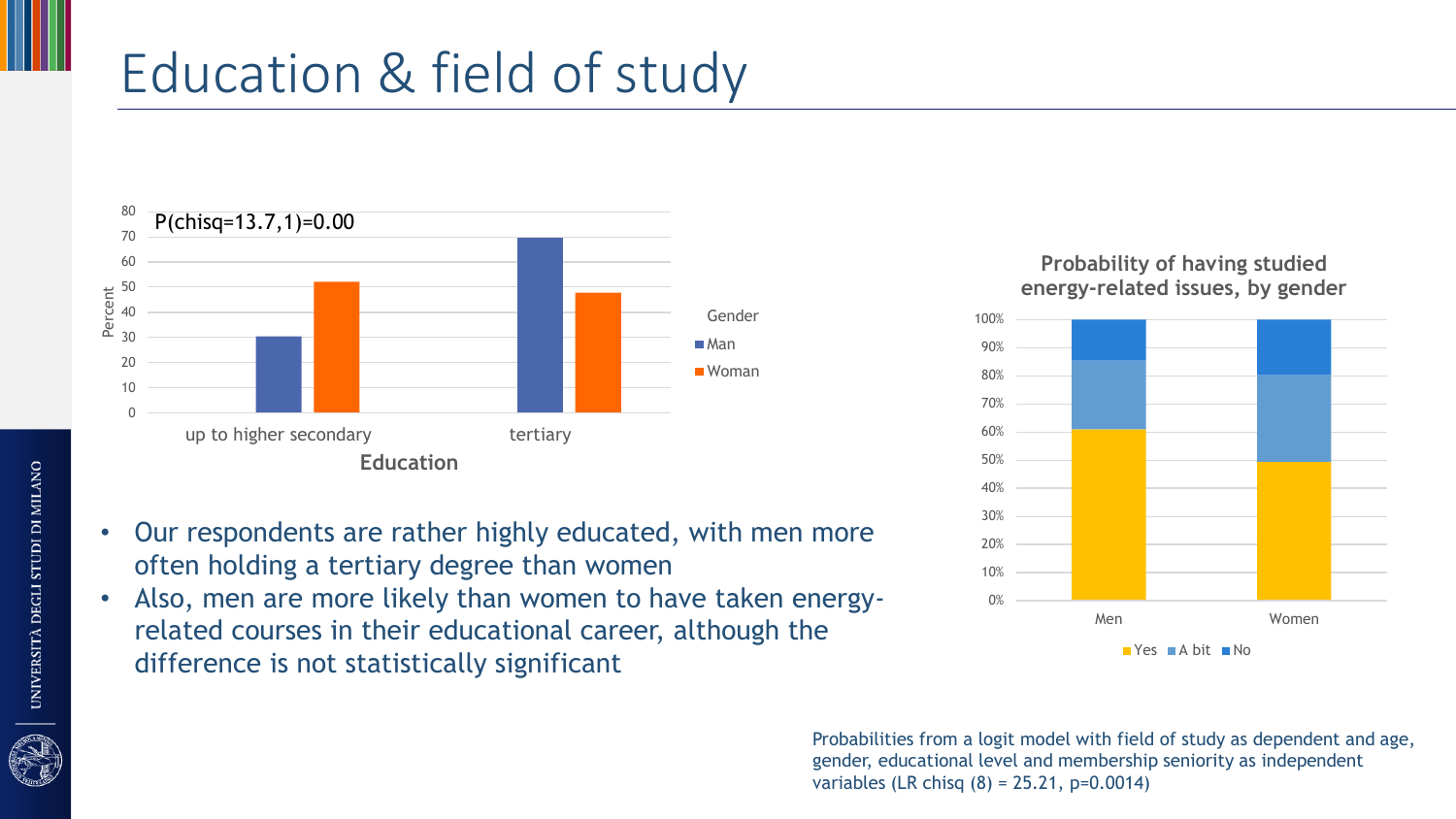# Education & field of study

P(chisq=13.7,1)=0.00

- Our respondents are rather highly educated, with men more often holding a tertiary degree than women
- Also, men are more likely than women to have taken energy-related courses in their educational career, although the difference is not statistically significant

**Probability of having studied energy-related issues, by gender**

Probabilities from a logit model with field of study as dependent and age, gender, educational level and membership seniority as independent variables (LR chisq (8) = 25.21, p=0.0014)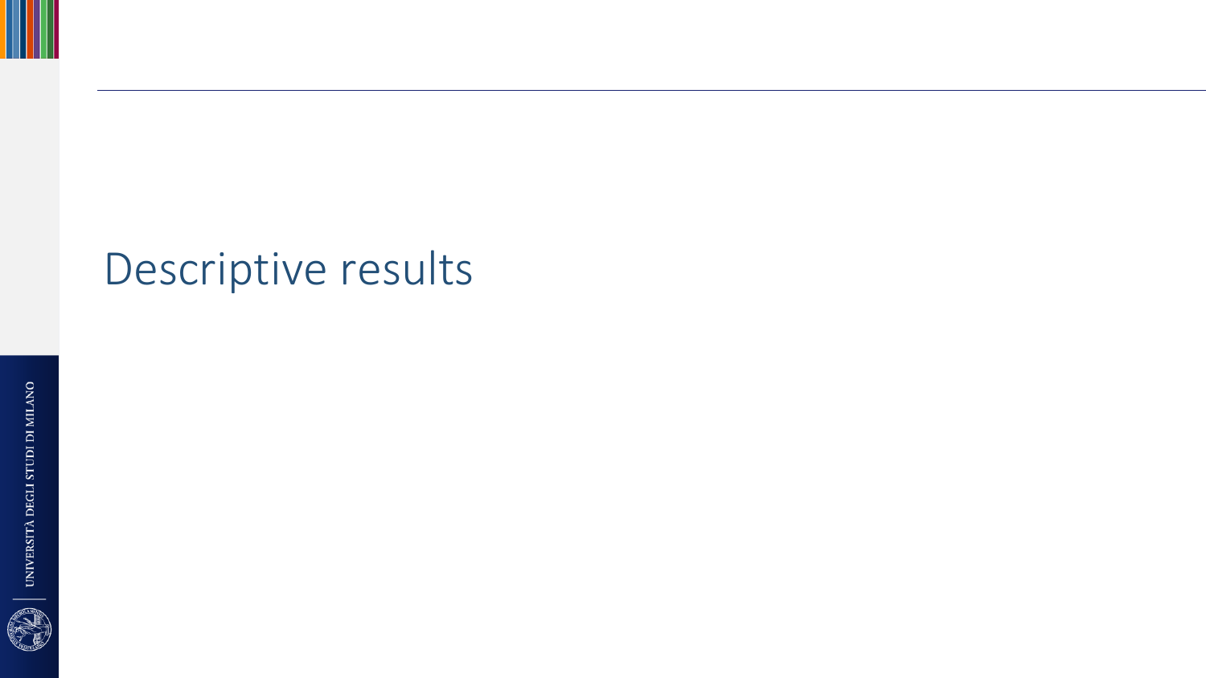# Descriptive results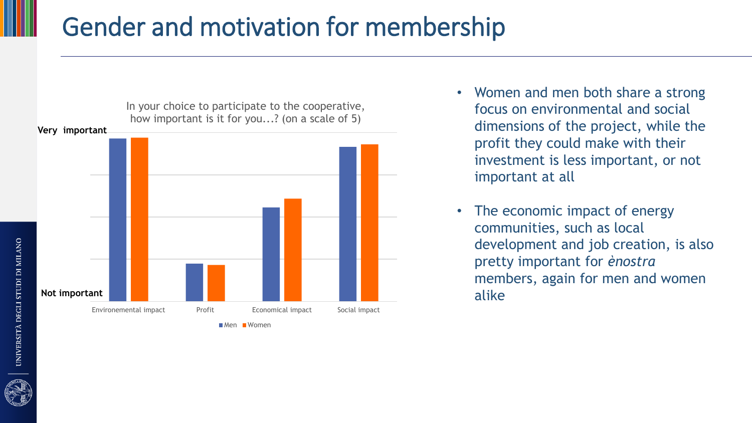# Gender and motivation for membership

In your choice to participate to the cooperative, how important is it for you...? (on a scale of 5)

Very important

Not important

Environemental impact | Profit | Economical impact | Social impact

Men | Women

- Women and men both share a strong focus on environmental and social dimensions of the project, while the profit they could make with their investment is less important, or not important at all
- The economic impact of energy communities, such as local development and job creation, is also pretty important for *ènostra* members, again for men and women alike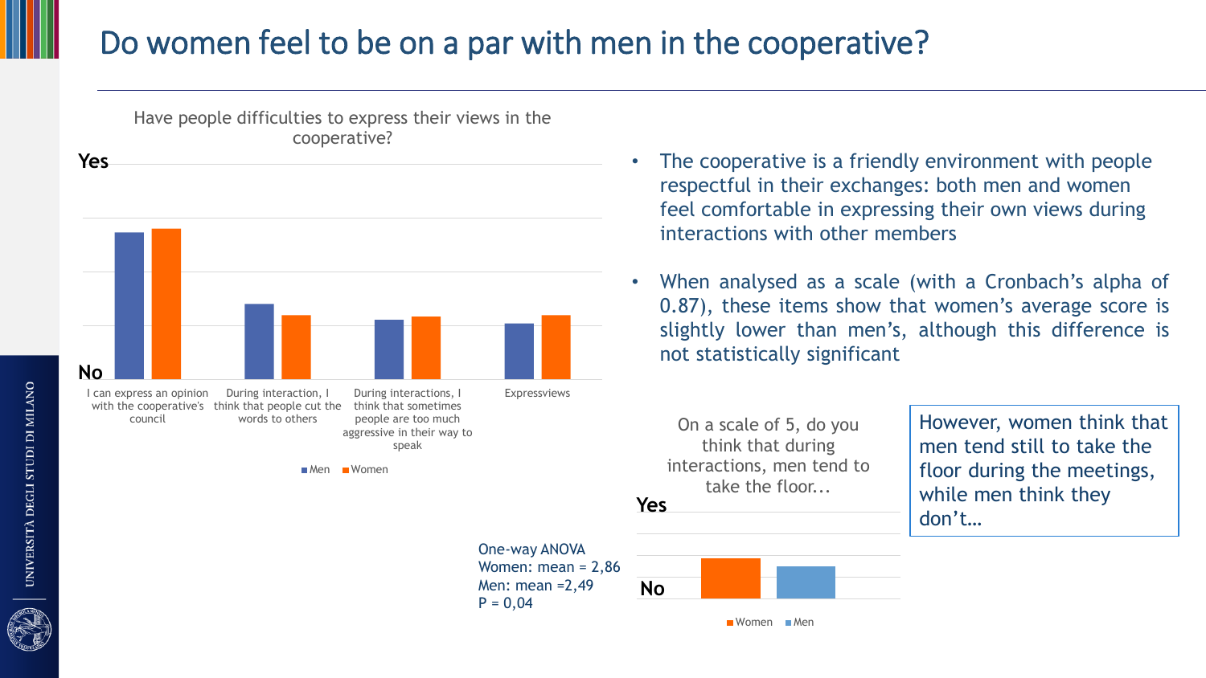# Do women feel to be on a par with men in the cooperative?

Have people difficulties to express their views in the cooperative?

Yes

No

I can express an opinion with the cooperative's council | During interaction, I think that people cut the words to others | During interactions, I think that sometimes people are too much aggressive in their way to speak | Expressviews

Men Women

- The cooperative is a friendly environment with people respectful in their exchanges: both men and women feel comfortable in expressing their own views during interactions with other members
- When analysed as a scale (with a Cronbach's alpha of 0.87), these items show that women's average score is slightly lower than men's, although this difference is not statistically significant

On a scale of 5, do you think that during interactions, men tend to take the floor...

Yes

No

Women Men

One-way ANOVA
Women: mean = 2,86
Men: mean =2,49
P = 0,04

However, women think that men tend still to take the floor during the meetings, while men think they don't…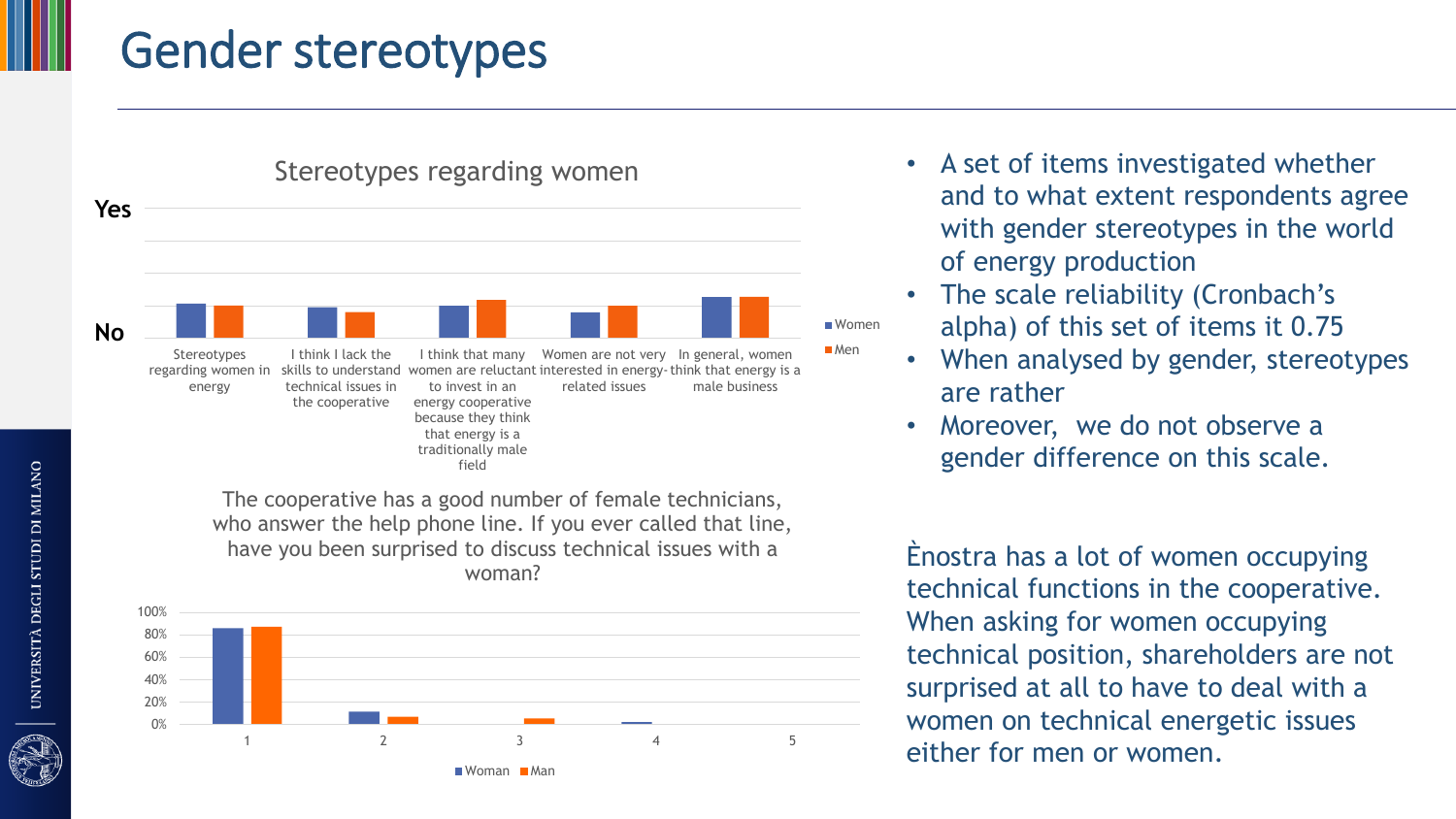# Gender stereotypes

**Stereotypes regarding women**

Yes / No

| | Women | Men |
|---|---|---|
| Stereotypes regarding women in energy | | |
| I think I lack the skills to understand technical issues in the cooperative | | |
| I think that many women are reluctant to invest in an energy cooperative because they think that energy is a traditionally male field | | |
| Women are not very interested in energy-related issues | | |
| In general, women think that energy is a male business | | |

The cooperative has a good number of female technicians, who answer the help phone line. If you ever called that line, have you been surprised to discuss technical issues with a woman?

| | 1 | 2 | 3 | 4 | 5 |
|---|---|---|---|---|---|
| Woman | | | | | |
| Man | | | | | |

- A set of items investigated whether and to what extent respondents agree with gender stereotypes in the world of energy production
- The scale reliability (Cronbach's alpha) of this set of items it 0.75
- When analysed by gender, stereotypes are rather
- Moreover, we do not observe a gender difference on this scale.

Ènostra has a lot of women occupying technical functions in the cooperative. When asking for women occupying technical position, shareholders are not surprised at all to have to deal with a women on technical energetic issues either for men or women.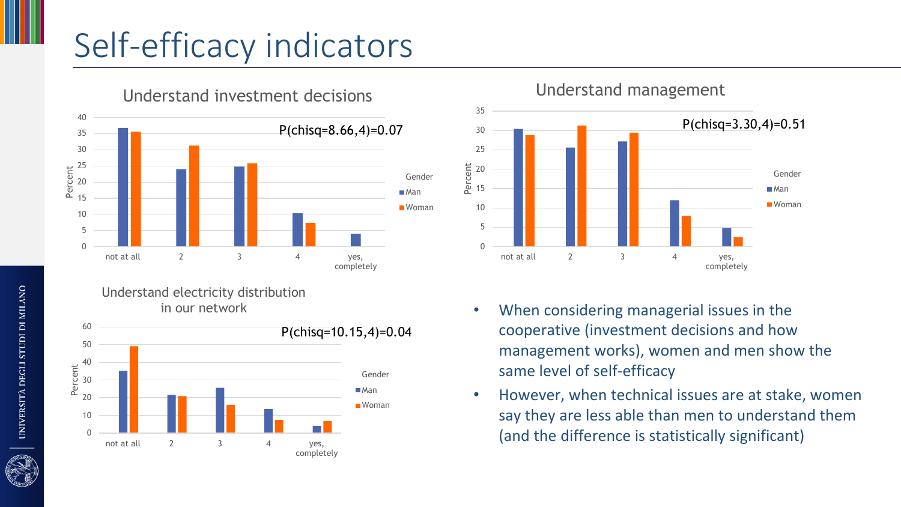# Self-efficacy indicators

**Understand investment decisions**

P(chisq=8.66,4)=0.07

**Understand management**

P(chisq=3.30,4)=0.51

**Understand electricity distribution in our network**

P(chisq=10.15,4)=0.04

- When considering managerial issues in the cooperative (investment decisions and how management works), women and men show the same level of self-efficacy
- However, when technical issues are at stake, women say they are less able than men to understand them (and the difference is statistically significant)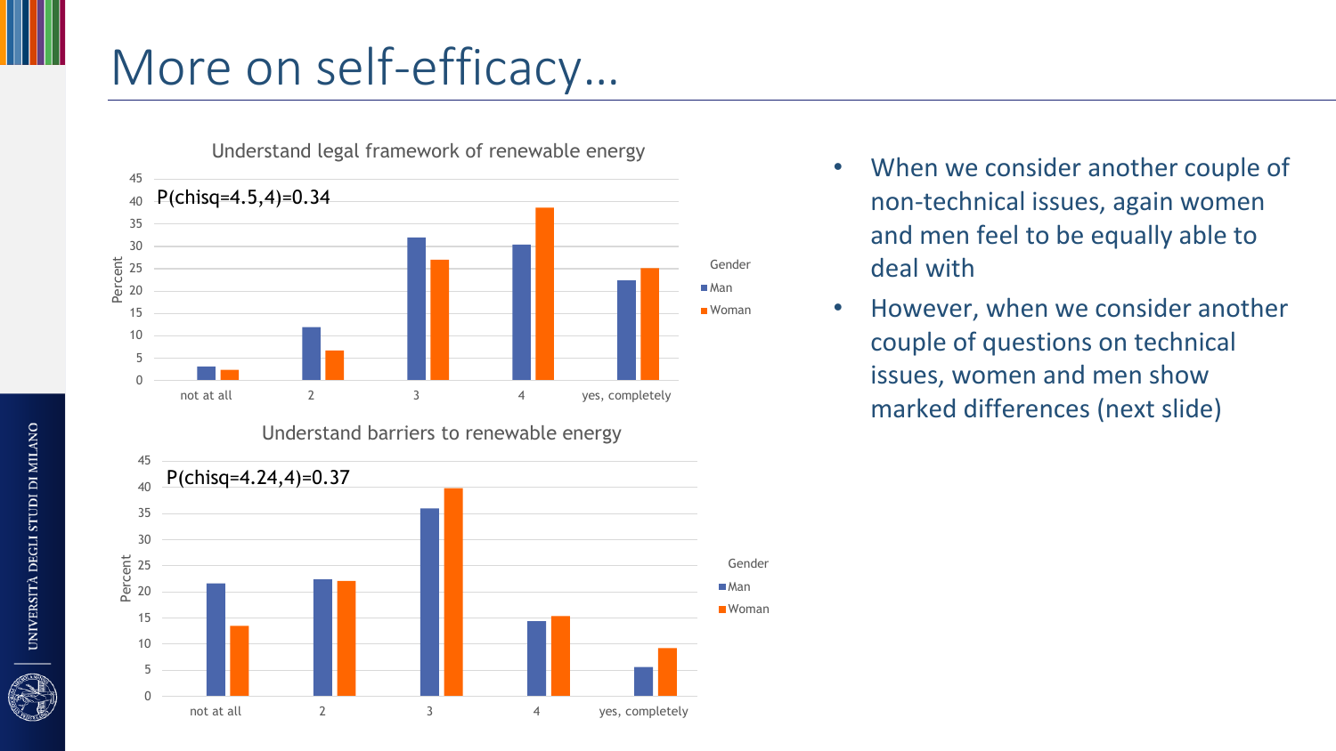# More on self-efficacy…

**Understand legal framework of renewable energy**

$P(chisq=4.5,4)=0.34$

**Understand barriers to renewable energy**

$P(chisq=4.24,4)=0.37$

- When we consider another couple of non-technical issues, again women and men feel to be equally able to deal with
- However, when we consider another couple of questions on technical issues, women and men show marked differences (next slide)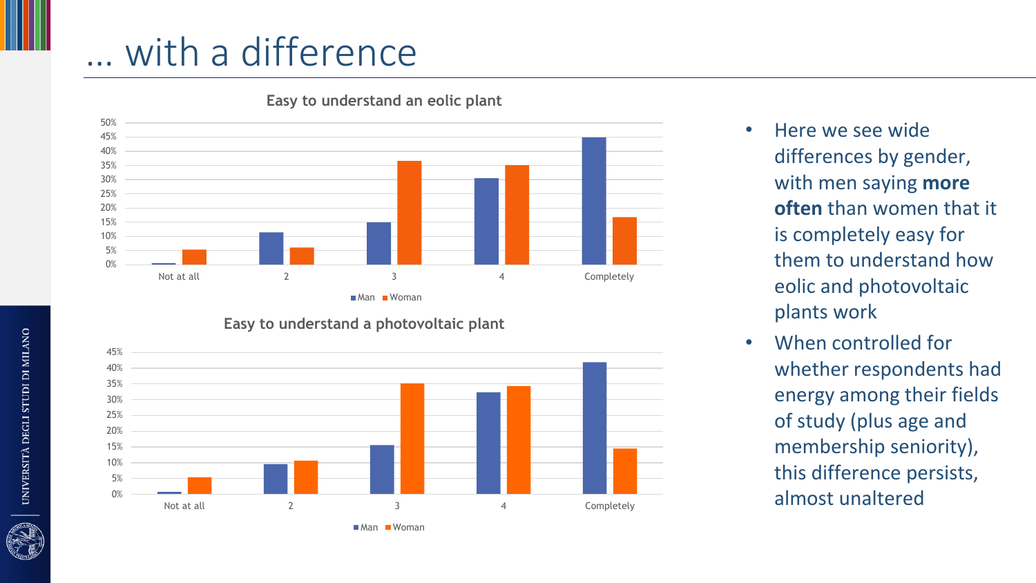# … with a difference

**Easy to understand an eolic plant**

Man / Woman — Not at all, 2, 3, 4, Completely

**Easy to understand a photovoltaic plant**

Man / Woman — Not at all, 2, 3, 4, Completely

- Here we see wide differences by gender, with men saying **more often** than women that it is completely easy for them to understand how eolic and photovoltaic plants work
- When controlled for whether respondents had energy among their fields of study (plus age and membership seniority), this difference persists, almost unaltered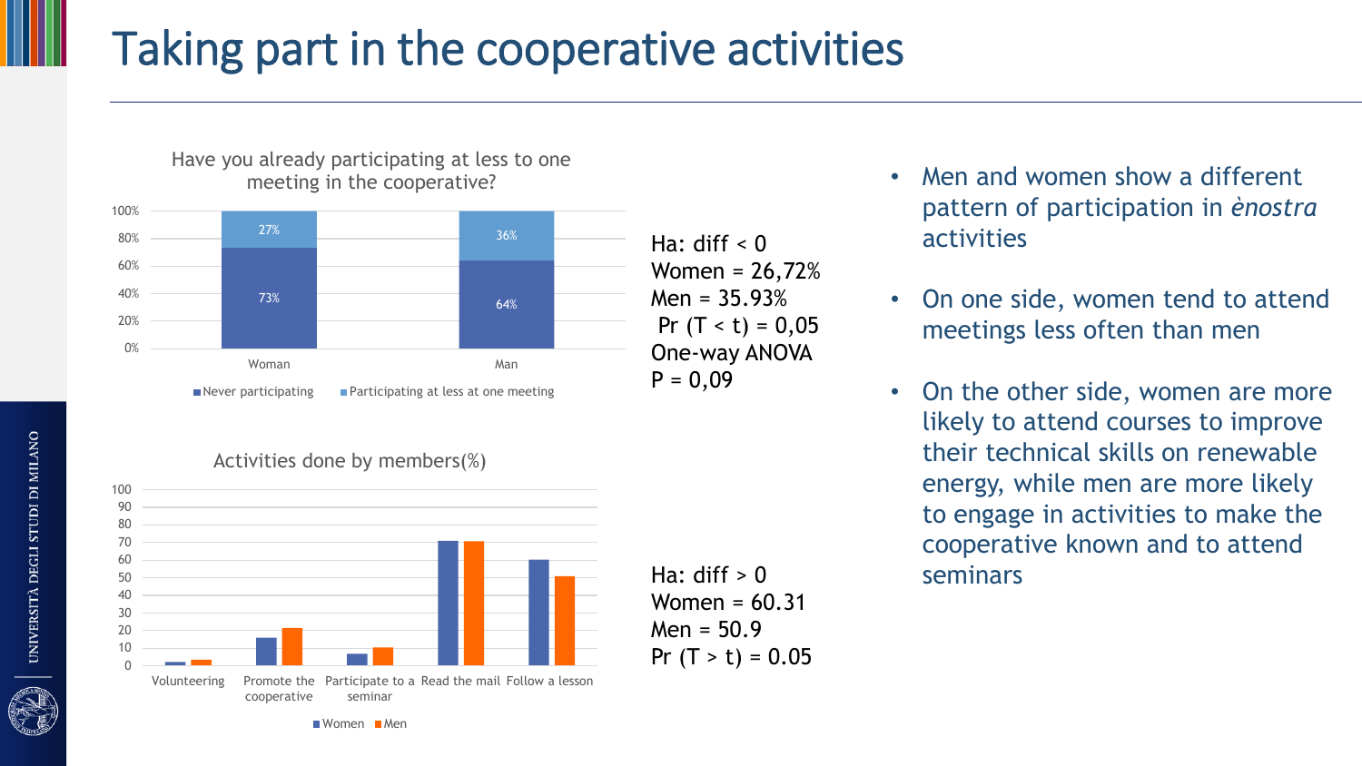# Taking part in the cooperative activities

**Have you already participating at less to one meeting in the cooperative?**

| | Never participating | Participating at less at one meeting |
|---|---|---|
| Woman | 73% | 27% |
| Man | 64% | 36% |

Ha: diff < 0
Women = 26,72%
Men = 35.93%
Pr (T < t) = 0,05
One-way ANOVA
P = 0,09

**Activities done by members(%)**

Categories: Volunteering, Promote the cooperative, Participate to a seminar, Read the mail, Follow a lesson (Women, Men)

Ha: diff > 0
Women = 60.31
Men = 50.9
Pr (T > t) = 0.05

- Men and women show a different pattern of participation in *ènostra* activities
- On one side, women tend to attend meetings less often than men
- On the other side, women are more likely to attend courses to improve their technical skills on renewable energy, while men are more likely to engage in activities to make the cooperative known and to attend seminars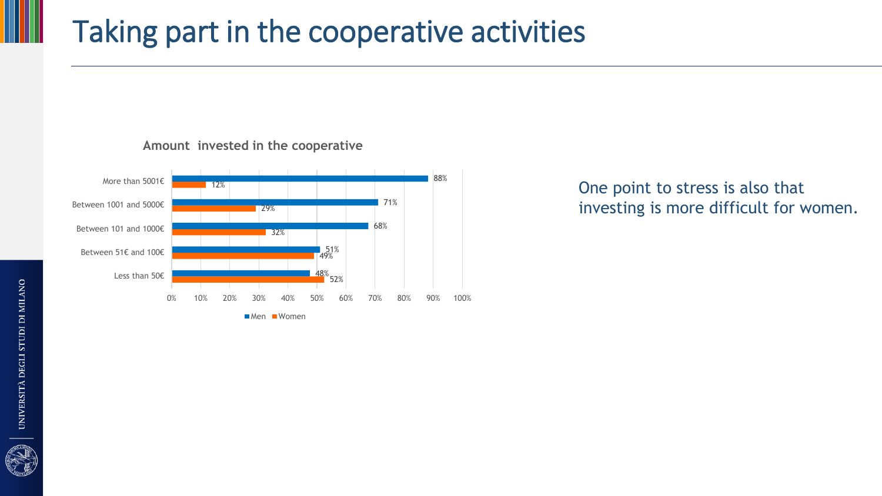# Taking part in the cooperative activities

**Amount invested in the cooperative**

| | Men | Women |
|---|---|---|
| More than 5001€ | 88% | 12% |
| Between 1001 and 5000€ | 71% | 29% |
| Between 101 and 1000€ | 68% | 32% |
| Between 51€ and 100€ | 51% | 49% |
| Less than 50€ | 48% | 52% |

One point to stress is also that investing is more difficult for women.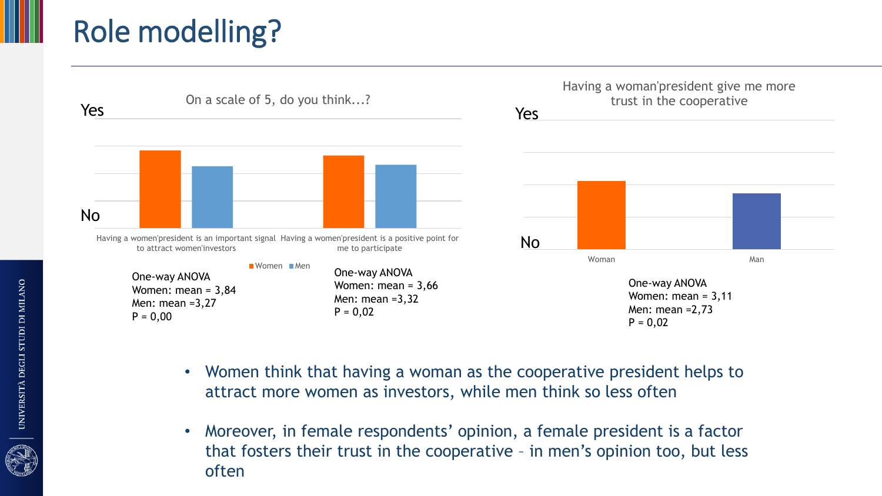# Role modelling?

On a scale of 5, do you think...?

Yes

No

Having a women'president is an important signal to attract women'investors

Having a women'president is a positive point for me to participate

Women   Men

One-way ANOVA
Women: mean = 3,84
Men: mean =3,27
P = 0,00

One-way ANOVA
Women: mean = 3,66
Men: mean =3,32
P = 0,02

Having a woman'president give me more trust in the cooperative

Yes

No

Woman

Man

One-way ANOVA
Women: mean = 3,11
Men: mean =2,73
P = 0,02

- Women think that having a woman as the cooperative president helps to attract more women as investors, while men think so less often
- Moreover, in female respondents' opinion, a female president is a factor that fosters their trust in the cooperative – in men's opinion too, but less often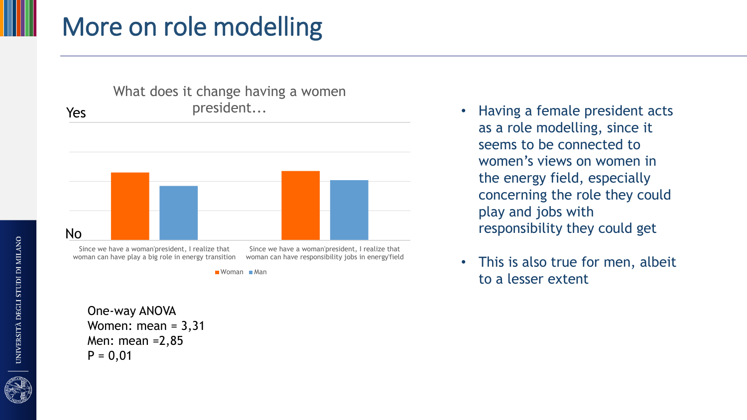# More on role modelling

What does it change having a women president...

Yes

No

Since we have a woman'president, I realize that woman can have play a big role in energy transition

Since we have a woman'president, I realize that woman can have responsibility jobs in energy'field

Woman   Man

One-way ANOVA
Women: mean = 3,31
Men: mean =2,85
P = 0,01

- Having a female president acts as a role modelling, since it seems to be connected to women's views on women in the energy field, especially concerning the role they could play and jobs with responsibility they could get
- This is also true for men, albeit to a lesser extent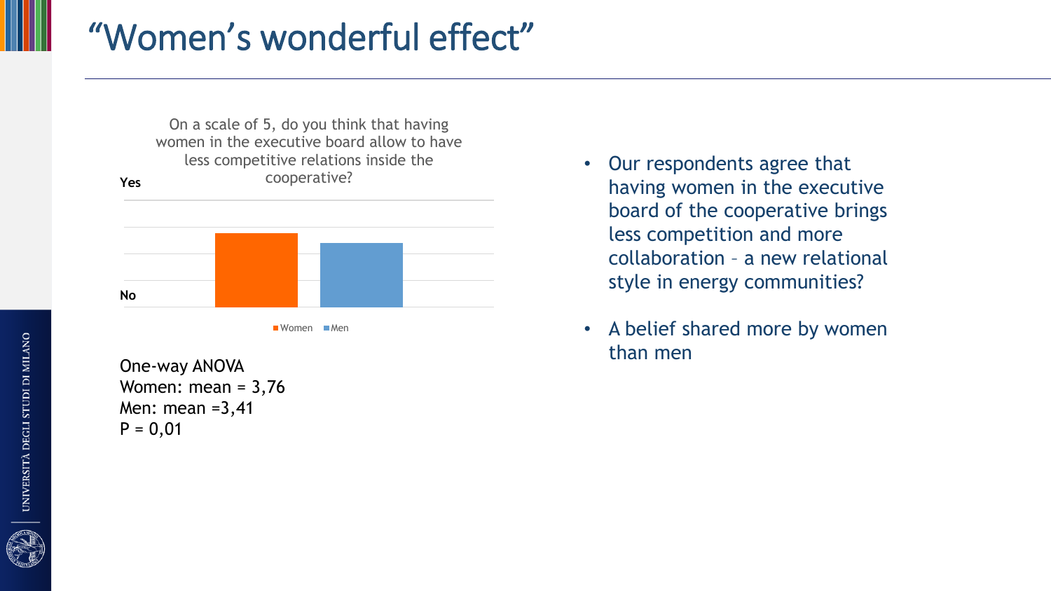# "Women's wonderful effect"

On a scale of 5, do you think that having women in the executive board allow to have less competitive relations inside the cooperative?

Yes

No

Women Men

One-way ANOVA
Women: mean = 3,76
Men: mean =3,41
P = 0,01

- Our respondents agree that having women in the executive board of the cooperative brings less competition and more collaboration – a new relational style in energy communities?
- A belief shared more by women than men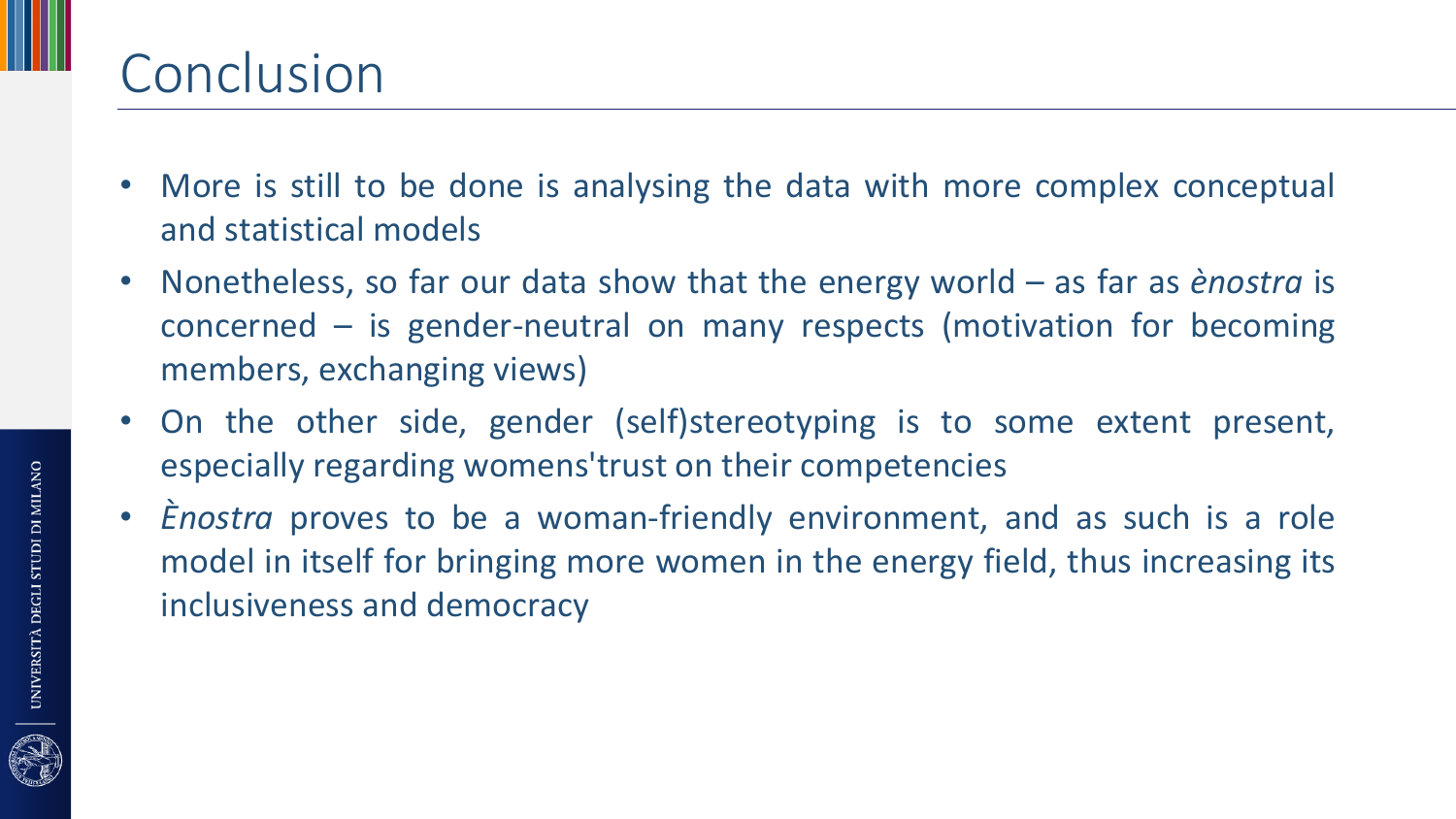# Conclusion

- More is still to be done is analysing the data with more complex conceptual and statistical models
- Nonetheless, so far our data show that the energy world – as far as *ènostra* is concerned – is gender-neutral on many respects (motivation for becoming members, exchanging views)
- On the other side, gender (self)stereotyping is to some extent present, especially regarding womens'trust on their competencies
- *Ènostra* proves to be a woman-friendly environment, and as such is a role model in itself for bringing more women in the energy field, thus increasing its inclusiveness and democracy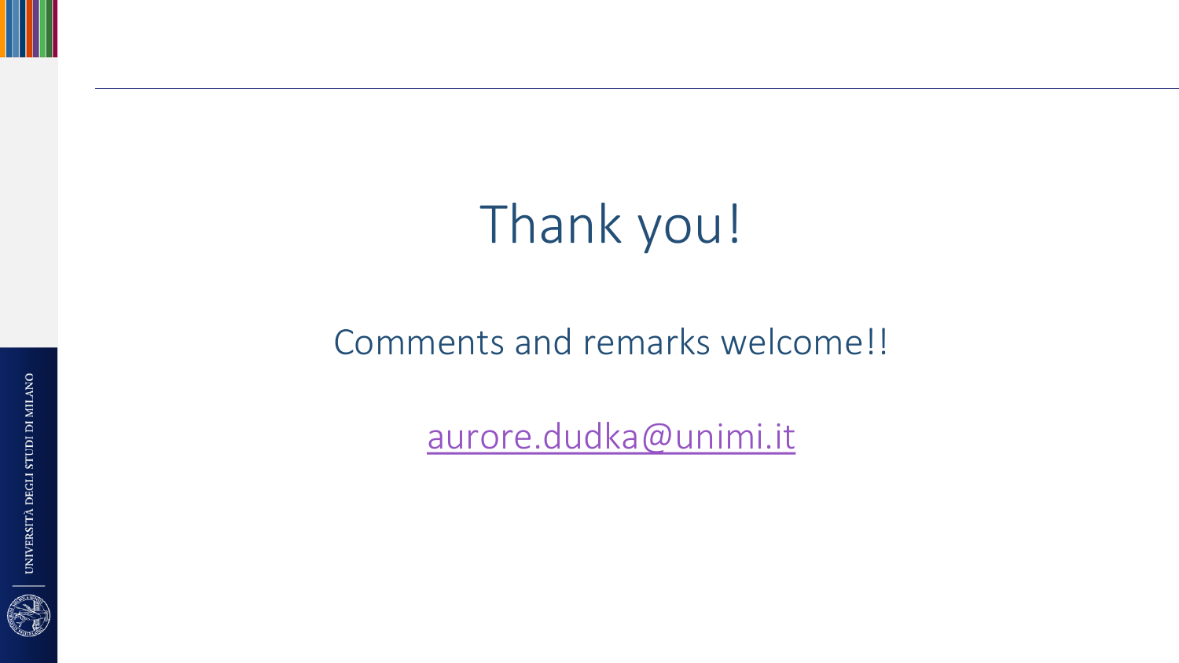# Thank you!

Comments and remarks welcome!!

aurore.dudka@unimi.it